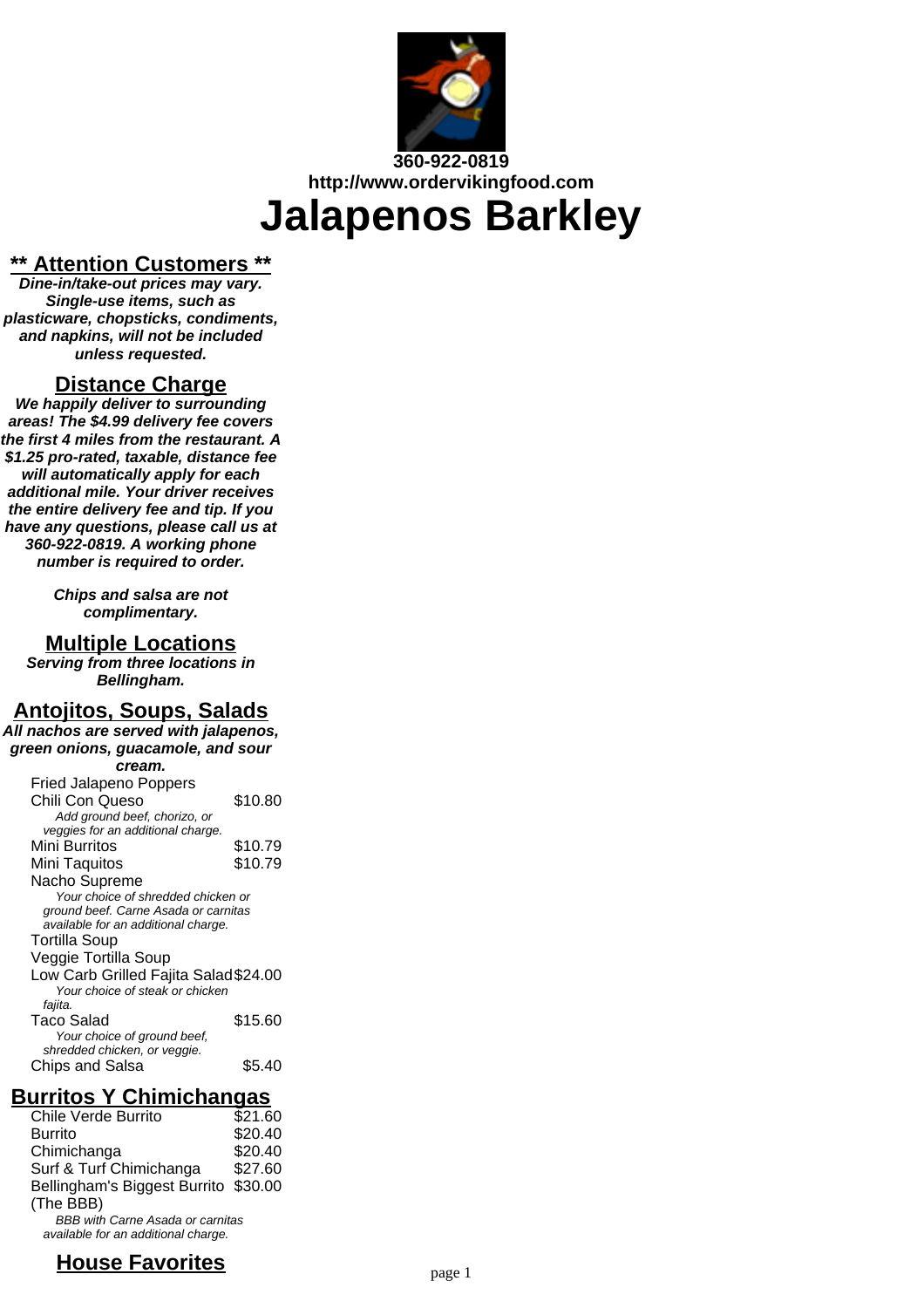360-922-0819
http://www.ordervikingfood.com

# Jalapenos Barkley

## ** Attention Customers **

***Dine-in/take-out prices may vary. Single-use items, such as plasticware, chopsticks, condiments, and napkins, will not be included unless requested.***

## Distance Charge

***We happily deliver to surrounding areas! The $4.99 delivery fee covers the first 4 miles from the restaurant. A $1.25 pro-rated, taxable, distance fee will automatically apply for each additional mile. Your driver receives the entire delivery fee and tip. If you have any questions, please call us at 360-922-0819. A working phone number is required to order.***

***Chips and salsa are not complimentary.***

## Multiple Locations

***Serving from three locations in Bellingham.***

## Antojitos, Soups, Salads

***All nachos are served with jalapenos, green onions, guacamole, and sour cream.***

| Item | Price |
|---|---|
| Fried Jalapeno Poppers | |
| Chili Con Queso<br>*Add ground beef, chorizo, or veggies for an additional charge.* | $10.80 |
| Mini Burritos | $10.79 |
| Mini Taquitos | $10.79 |
| Nacho Supreme<br>*Your choice of shredded chicken or ground beef. Carne Asada or carnitas available for an additional charge.* | |
| Tortilla Soup | |
| Veggie Tortilla Soup | |
| Low Carb Grilled Fajita Salad<br>*Your choice of steak or chicken fajita.* | $24.00 |
| Taco Salad<br>*Your choice of ground beef, shredded chicken, or veggie.* | $15.60 |
| Chips and Salsa | $5.40 |

## Burritos Y Chimichangas

| Item | Price |
|---|---|
| Chile Verde Burrito | $21.60 |
| Burrito | $20.40 |
| Chimichanga | $20.40 |
| Surf & Turf Chimichanga | $27.60 |
| Bellingham's Biggest Burrito (The BBB)<br>*BBB with Carne Asada or carnitas available for an additional charge.* | $30.00 |

## House Favorites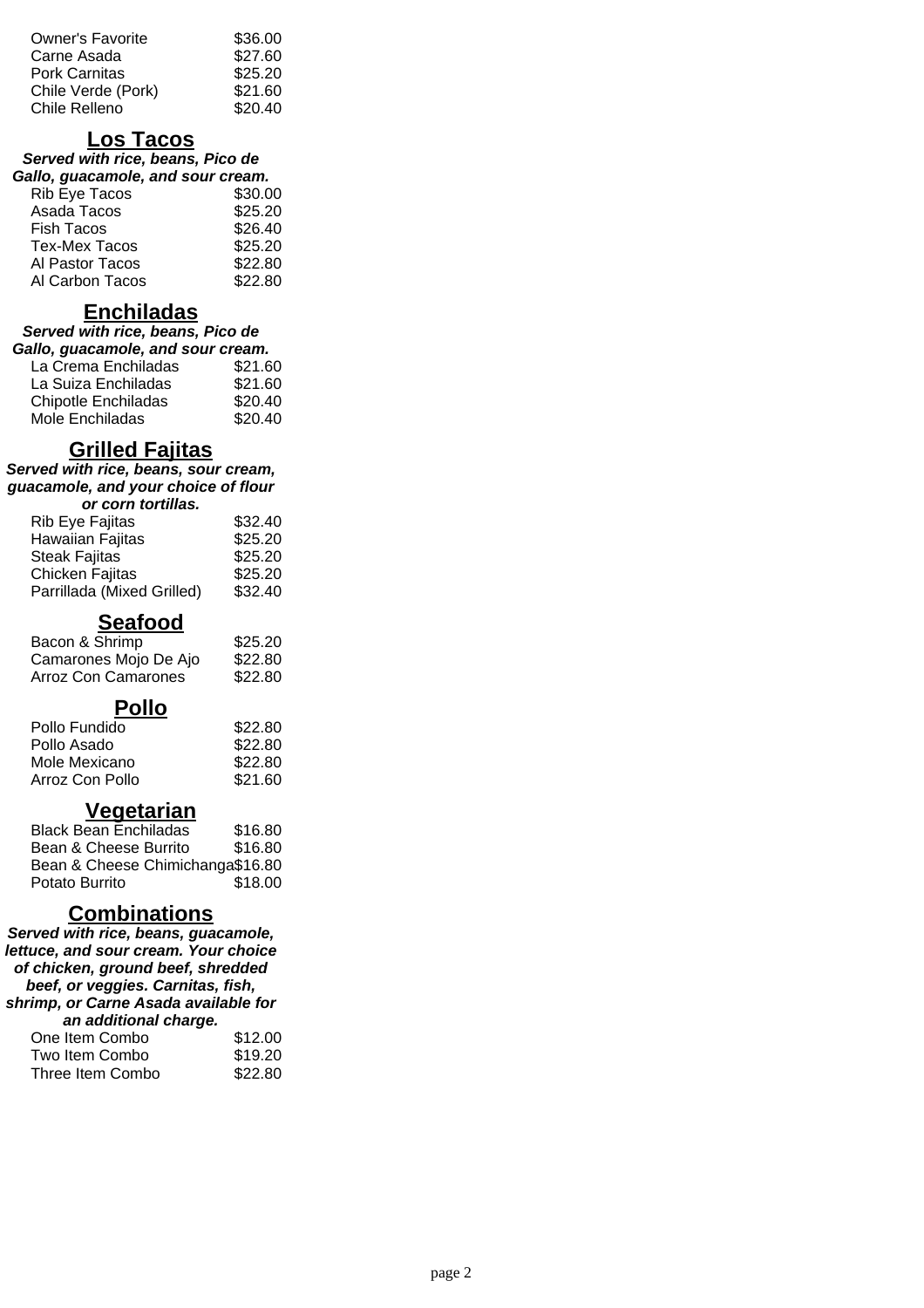| | |
|---|---|
| Owner's Favorite | $36.00 |
| Carne Asada | $27.60 |
| Pork Carnitas | $25.20 |
| Chile Verde (Pork) | $21.60 |
| Chile Relleno | $20.40 |

## Los Tacos

***Served with rice, beans, Pico de Gallo, guacamole, and sour cream.***

| | |
|---|---|
| Rib Eye Tacos | $30.00 |
| Asada Tacos | $25.20 |
| Fish Tacos | $26.40 |
| Tex-Mex Tacos | $25.20 |
| Al Pastor Tacos | $22.80 |
| Al Carbon Tacos | $22.80 |

## Enchiladas

***Served with rice, beans, Pico de Gallo, guacamole, and sour cream.***

| | |
|---|---|
| La Crema Enchiladas | $21.60 |
| La Suiza Enchiladas | $21.60 |
| Chipotle Enchiladas | $20.40 |
| Mole Enchiladas | $20.40 |

## Grilled Fajitas

***Served with rice, beans, sour cream, guacamole, and your choice of flour or corn tortillas.***

| | |
|---|---|
| Rib Eye Fajitas | $32.40 |
| Hawaiian Fajitas | $25.20 |
| Steak Fajitas | $25.20 |
| Chicken Fajitas | $25.20 |
| Parrillada (Mixed Grilled) | $32.40 |

## Seafood

| | |
|---|---|
| Bacon & Shrimp | $25.20 |
| Camarones Mojo De Ajo | $22.80 |
| Arroz Con Camarones | $22.80 |

## Pollo

| | |
|---|---|
| Pollo Fundido | $22.80 |
| Pollo Asado | $22.80 |
| Mole Mexicano | $22.80 |
| Arroz Con Pollo | $21.60 |

## Vegetarian

| | |
|---|---|
| Black Bean Enchiladas | $16.80 |
| Bean & Cheese Burrito | $16.80 |
| Bean & Cheese Chimichanga | $16.80 |
| Potato Burrito | $18.00 |

## Combinations

***Served with rice, beans, guacamole, lettuce, and sour cream. Your choice of chicken, ground beef, shredded beef, or veggies. Carnitas, fish, shrimp, or Carne Asada available for an additional charge.***

| | |
|---|---|
| One Item Combo | $12.00 |
| Two Item Combo | $19.20 |
| Three Item Combo | $22.80 |